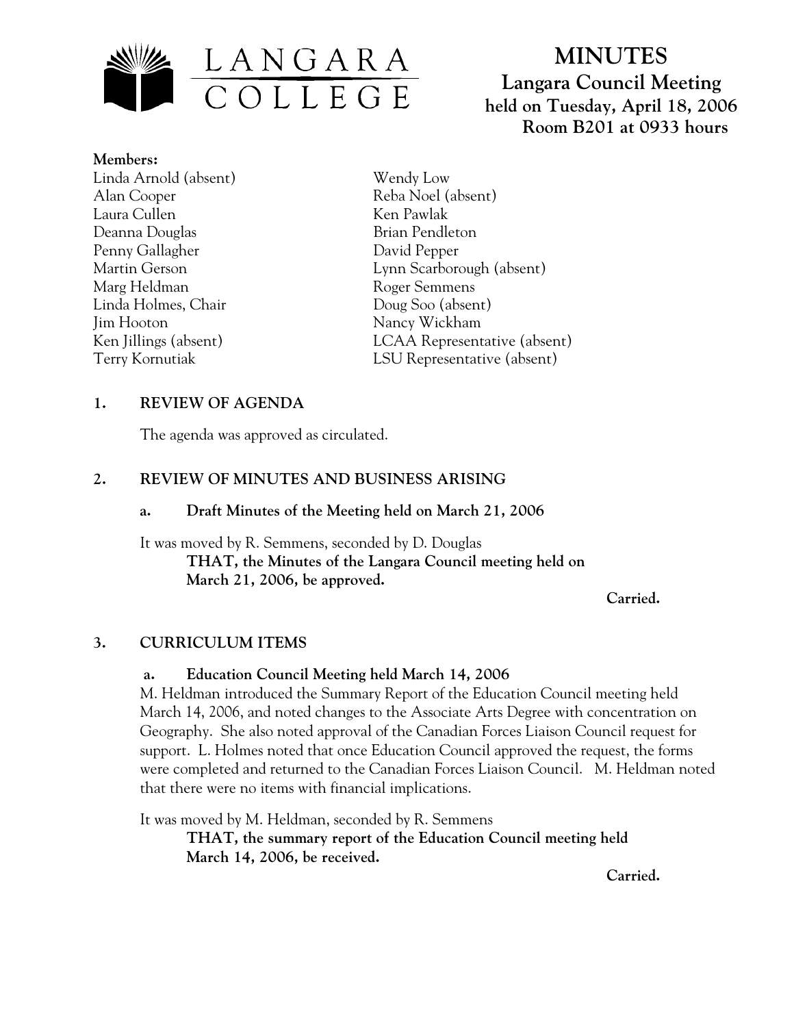LANGARA COLLEGE

# MINUTES

## Langara Council Meeting
## held on Tuesday, April 18, 2006
## Room B201 at 0933 hours

**Members:**

Linda Arnold (absent)
Alan Cooper
Laura Cullen
Deanna Douglas
Penny Gallagher
Martin Gerson
Marg Heldman
Linda Holmes, Chair
Jim Hooton
Ken Jillings (absent)
Terry Kornutiak
Wendy Low
Reba Noel (absent)
Ken Pawlak
Brian Pendleton
David Pepper
Lynn Scarborough (absent)
Roger Semmens
Doug Soo (absent)
Nancy Wickham
LCAA Representative (absent)
LSU Representative (absent)

### 1. REVIEW OF AGENDA

The agenda was approved as circulated.

### 2. REVIEW OF MINUTES AND BUSINESS ARISING

#### a. Draft Minutes of the Meeting held on March 21, 2006

It was moved by R. Semmens, seconded by D. Douglas

**THAT, the Minutes of the Langara Council meeting held on March 21, 2006, be approved.**

**Carried.**

### 3. CURRICULUM ITEMS

#### a. Education Council Meeting held March 14, 2006

M. Heldman introduced the Summary Report of the Education Council meeting held March 14, 2006, and noted changes to the Associate Arts Degree with concentration on Geography. She also noted approval of the Canadian Forces Liaison Council request for support. L. Holmes noted that once Education Council approved the request, the forms were completed and returned to the Canadian Forces Liaison Council. M. Heldman noted that there were no items with financial implications.

It was moved by M. Heldman, seconded by R. Semmens

**THAT, the summary report of the Education Council meeting held March 14, 2006, be received.**

**Carried.**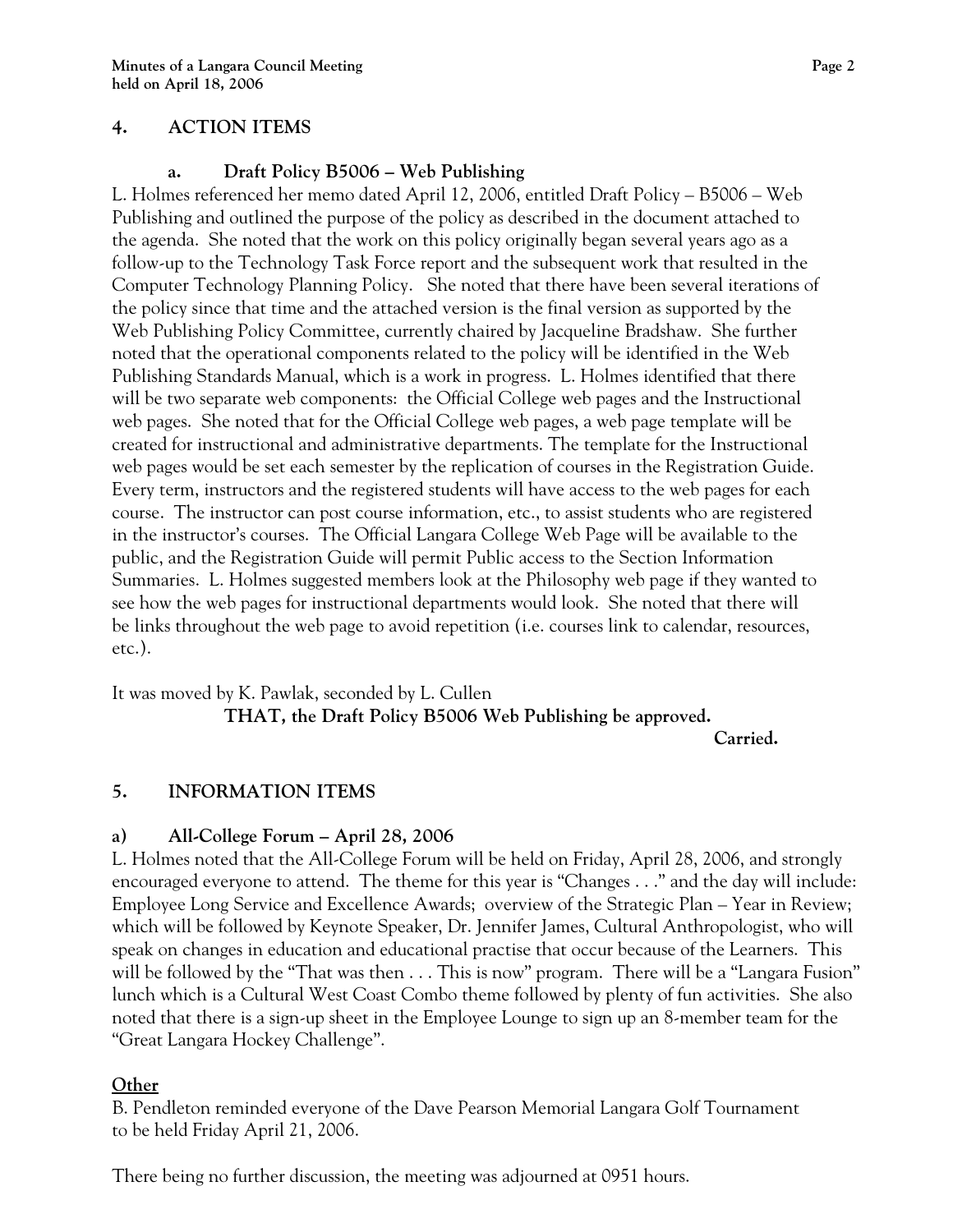## 4. ACTION ITEMS

### a. Draft Policy B5006 – Web Publishing

L. Holmes referenced her memo dated April 12, 2006, entitled Draft Policy – B5006 – Web Publishing and outlined the purpose of the policy as described in the document attached to the agenda. She noted that the work on this policy originally began several years ago as a follow-up to the Technology Task Force report and the subsequent work that resulted in the Computer Technology Planning Policy. She noted that there have been several iterations of the policy since that time and the attached version is the final version as supported by the Web Publishing Policy Committee, currently chaired by Jacqueline Bradshaw. She further noted that the operational components related to the policy will be identified in the Web Publishing Standards Manual, which is a work in progress. L. Holmes identified that there will be two separate web components: the Official College web pages and the Instructional web pages. She noted that for the Official College web pages, a web page template will be created for instructional and administrative departments. The template for the Instructional web pages would be set each semester by the replication of courses in the Registration Guide. Every term, instructors and the registered students will have access to the web pages for each course. The instructor can post course information, etc., to assist students who are registered in the instructor's courses. The Official Langara College Web Page will be available to the public, and the Registration Guide will permit Public access to the Section Information Summaries. L. Holmes suggested members look at the Philosophy web page if they wanted to see how the web pages for instructional departments would look. She noted that there will be links throughout the web page to avoid repetition (i.e. courses link to calendar, resources, etc.).

It was moved by K. Pawlak, seconded by L. Cullen

**THAT, the Draft Policy B5006 Web Publishing be approved.**

**Carried.**

## 5. INFORMATION ITEMS

### a) All-College Forum – April 28, 2006

L. Holmes noted that the All-College Forum will be held on Friday, April 28, 2006, and strongly encouraged everyone to attend. The theme for this year is "Changes . . ." and the day will include: Employee Long Service and Excellence Awards; overview of the Strategic Plan – Year in Review; which will be followed by Keynote Speaker, Dr. Jennifer James, Cultural Anthropologist, who will speak on changes in education and educational practise that occur because of the Learners. This will be followed by the "That was then . . . This is now" program. There will be a "Langara Fusion" lunch which is a Cultural West Coast Combo theme followed by plenty of fun activities. She also noted that there is a sign-up sheet in the Employee Lounge to sign up an 8-member team for the "Great Langara Hockey Challenge".

### Other

B. Pendleton reminded everyone of the Dave Pearson Memorial Langara Golf Tournament to be held Friday April 21, 2006.

There being no further discussion, the meeting was adjourned at 0951 hours.